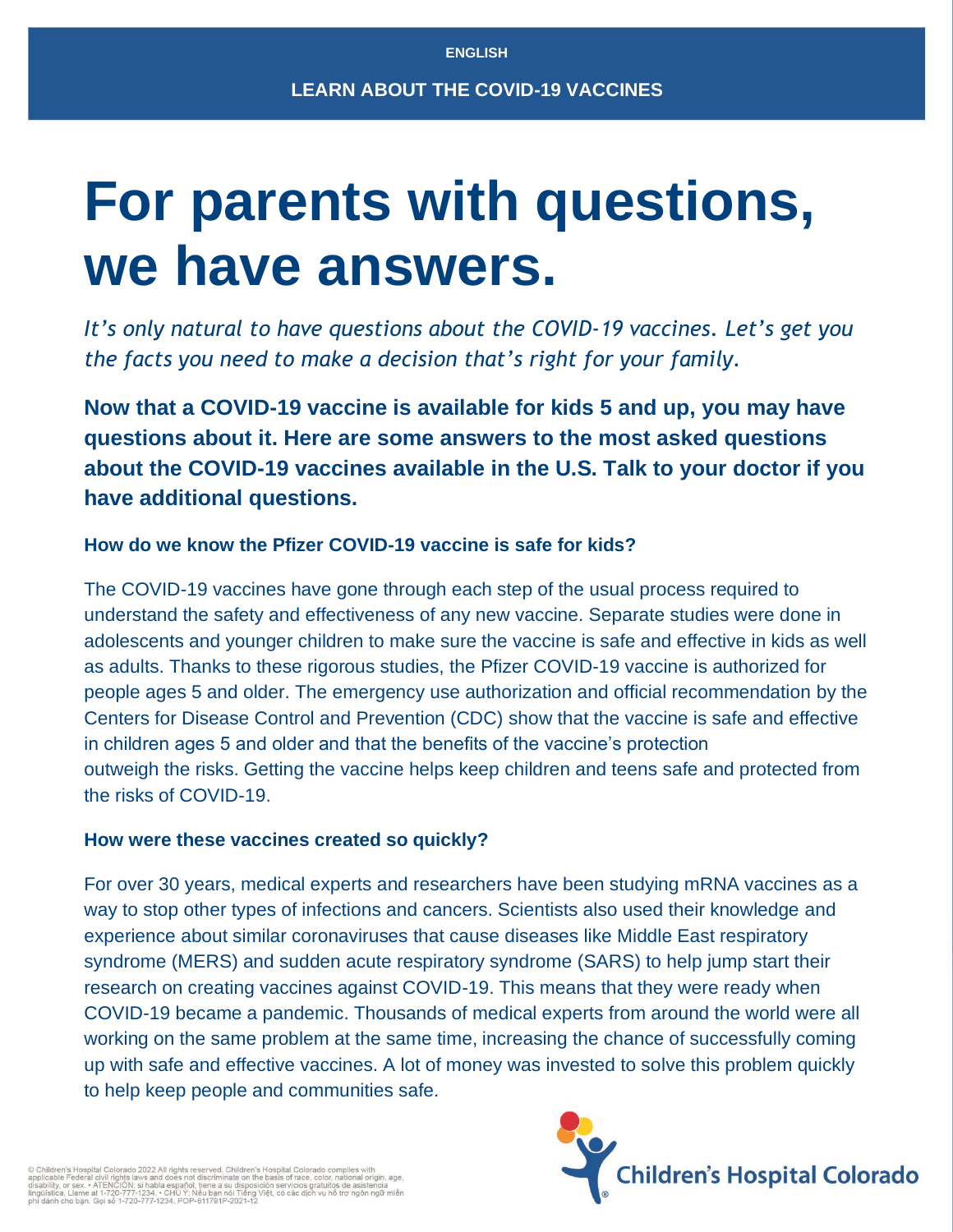ENGLISH

LEARN ABOUT THE COVID-19 VACCINES

# For parents with questions, we have answers.

*It's only natural to have questions about the COVID-19 vaccines. Let's get you the facts you need to make a decision that's right for your family.*

**Now that a COVID-19 vaccine is available for kids 5 and up, you may have questions about it. Here are some answers to the most asked questions about the COVID-19 vaccines available in the U.S. Talk to your doctor if you have additional questions.**

### How do we know the Pfizer COVID-19 vaccine is safe for kids?

The COVID-19 vaccines have gone through each step of the usual process required to understand the safety and effectiveness of any new vaccine. Separate studies were done in adolescents and younger children to make sure the vaccine is safe and effective in kids as well as adults. Thanks to these rigorous studies, the Pfizer COVID-19 vaccine is authorized for people ages 5 and older. The emergency use authorization and official recommendation by the Centers for Disease Control and Prevention (CDC) show that the vaccine is safe and effective in children ages 5 and older and that the benefits of the vaccine's protection outweigh the risks. Getting the vaccine helps keep children and teens safe and protected from the risks of COVID-19.

### How were these vaccines created so quickly?

For over 30 years, medical experts and researchers have been studying mRNA vaccines as a way to stop other types of infections and cancers. Scientists also used their knowledge and experience about similar coronaviruses that cause diseases like Middle East respiratory syndrome (MERS) and sudden acute respiratory syndrome (SARS) to help jump start their research on creating vaccines against COVID-19. This means that they were ready when COVID-19 became a pandemic. Thousands of medical experts from around the world were all working on the same problem at the same time, increasing the chance of successfully coming up with safe and effective vaccines. A lot of money was invested to solve this problem quickly to help keep people and communities safe.

© Children's Hospital Colorado 2022 All rights reserved. Children's Hospital Colorado complies with applicable Federal civil rights laws and does not discriminate on the basis of race, color, national origin, age, disability, or sex. • ATENCIÓN: si habla español, tiene a su disposición servicios gratuitos de asistencia lingüística. Llame al 1-720-777-1234. • CHÚ Ý: Nếu bạn nói Tiếng Việt, có các dịch vụ hỗ trợ ngôn ngữ miễn phí dành cho bạn. Gọi số 1-720-777-1234. POP-611791P-2021-12

Children's Hospital Colorado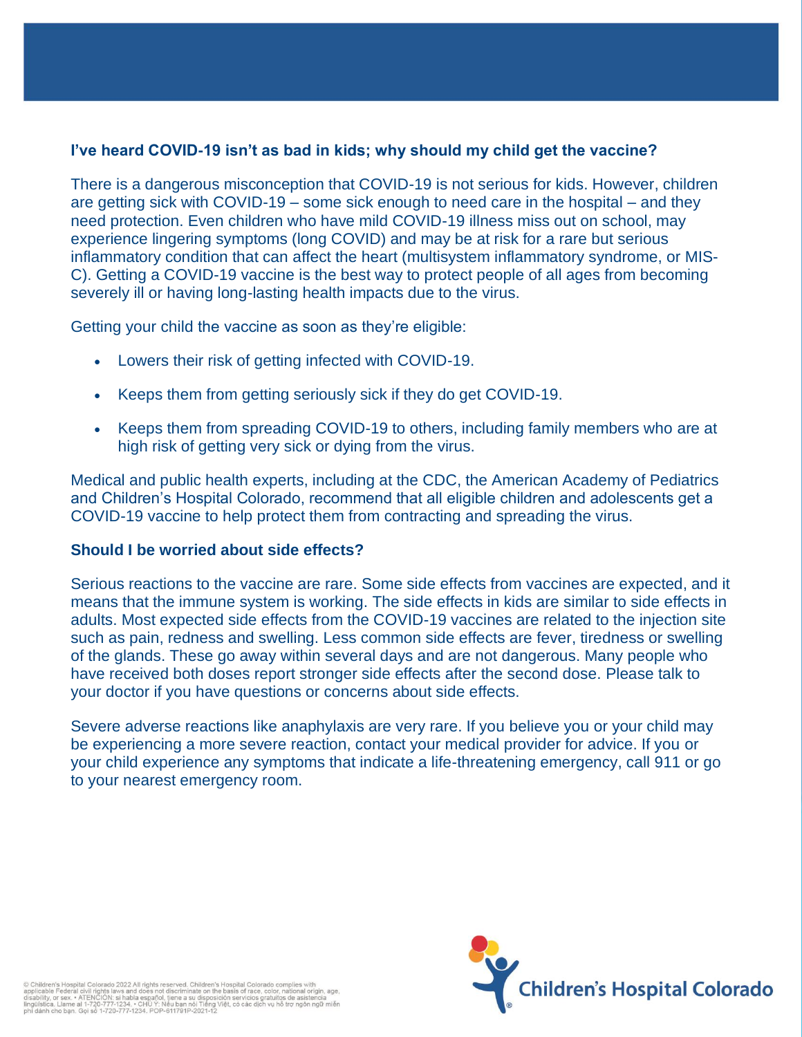### I've heard COVID-19 isn't as bad in kids; why should my child get the vaccine?

There is a dangerous misconception that COVID-19 is not serious for kids. However, children are getting sick with COVID-19 – some sick enough to need care in the hospital – and they need protection. Even children who have mild COVID-19 illness miss out on school, may experience lingering symptoms (long COVID) and may be at risk for a rare but serious inflammatory condition that can affect the heart (multisystem inflammatory syndrome, or MIS-C). Getting a COVID-19 vaccine is the best way to protect people of all ages from becoming severely ill or having long-lasting health impacts due to the virus.

Getting your child the vaccine as soon as they're eligible:

- Lowers their risk of getting infected with COVID-19.
- Keeps them from getting seriously sick if they do get COVID-19.
- Keeps them from spreading COVID-19 to others, including family members who are at high risk of getting very sick or dying from the virus.

Medical and public health experts, including at the CDC, the American Academy of Pediatrics and Children's Hospital Colorado, recommend that all eligible children and adolescents get a COVID-19 vaccine to help protect them from contracting and spreading the virus.

### Should I be worried about side effects?

Serious reactions to the vaccine are rare. Some side effects from vaccines are expected, and it means that the immune system is working. The side effects in kids are similar to side effects in adults. Most expected side effects from the COVID-19 vaccines are related to the injection site such as pain, redness and swelling. Less common side effects are fever, tiredness or swelling of the glands. These go away within several days and are not dangerous. Many people who have received both doses report stronger side effects after the second dose. Please talk to your doctor if you have questions or concerns about side effects.

Severe adverse reactions like anaphylaxis are very rare. If you believe you or your child may be experiencing a more severe reaction, contact your medical provider for advice. If you or your child experience any symptoms that indicate a life-threatening emergency, call 911 or go to your nearest emergency room.

© Children's Hospital Colorado 2022 All rights reserved. Children's Hospital Colorado complies with applicable Federal civil rights laws and does not discriminate on the basis of race, color, national origin, age, disability, or sex. • ATENCIÓN: si habla español, tiene a su disposición servicios gratuitos de asistencia lingüística. Llame al 1-720-777-1234. • CHÚ Ý: Nếu bạn nói Tiếng Việt, có các dịch vụ hỗ trợ ngôn ngữ miễn phí dành cho bạn. Gọi số 1-720-777-1234. POP-611791P-2021-12

Children's Hospital Colorado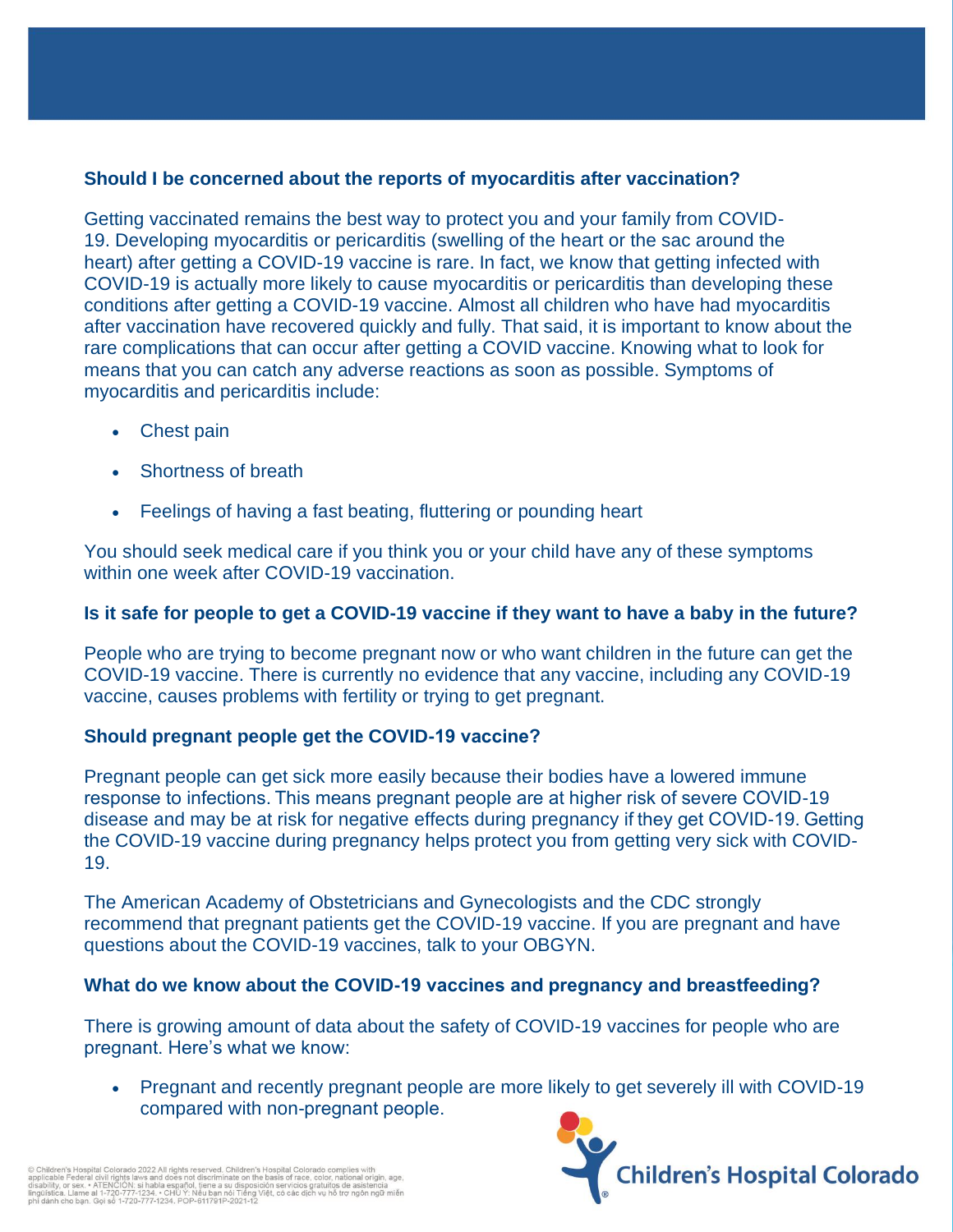## Should I be concerned about the reports of myocarditis after vaccination?

Getting vaccinated remains the best way to protect you and your family from COVID-19. Developing myocarditis or pericarditis (swelling of the heart or the sac around the heart) after getting a COVID-19 vaccine is rare. In fact, we know that getting infected with COVID-19 is actually more likely to cause myocarditis or pericarditis than developing these conditions after getting a COVID-19 vaccine. Almost all children who have had myocarditis after vaccination have recovered quickly and fully. That said, it is important to know about the rare complications that can occur after getting a COVID vaccine. Knowing what to look for means that you can catch any adverse reactions as soon as possible. Symptoms of myocarditis and pericarditis include:

- Chest pain
- Shortness of breath
- Feelings of having a fast beating, fluttering or pounding heart

You should seek medical care if you think you or your child have any of these symptoms within one week after COVID-19 vaccination.

## Is it safe for people to get a COVID-19 vaccine if they want to have a baby in the future?

People who are trying to become pregnant now or who want children in the future can get the COVID-19 vaccine. There is currently no evidence that any vaccine, including any COVID-19 vaccine, causes problems with fertility or trying to get pregnant.

## Should pregnant people get the COVID-19 vaccine?

Pregnant people can get sick more easily because their bodies have a lowered immune response to infections. This means pregnant people are at higher risk of severe COVID-19 disease and may be at risk for negative effects during pregnancy if they get COVID-19. Getting the COVID-19 vaccine during pregnancy helps protect you from getting very sick with COVID-19.

The American Academy of Obstetricians and Gynecologists and the CDC strongly recommend that pregnant patients get the COVID-19 vaccine. If you are pregnant and have questions about the COVID-19 vaccines, talk to your OBGYN.

## What do we know about the COVID-19 vaccines and pregnancy and breastfeeding?

There is growing amount of data about the safety of COVID-19 vaccines for people who are pregnant. Here's what we know:

- Pregnant and recently pregnant people are more likely to get severely ill with COVID-19 compared with non-pregnant people.

© Children's Hospital Colorado 2022 All rights reserved. Children's Hospital Colorado complies with applicable Federal civil rights laws and does not discriminate on the basis of race, color, national origin, age, disability, or sex. • ATENCIÓN: si habla español, tiene a su disposición servicios gratuitos de asistencia lingüística. Llame al 1-720-777-1234. • CHÚ Ý: Nếu bạn nói Tiếng Việt, có các dịch vụ hỗ trợ ngôn ngữ miễn phí dành cho bạn. Gọi số 1-720-777-1234. POP-611791P-2021-12

Children's Hospital Colorado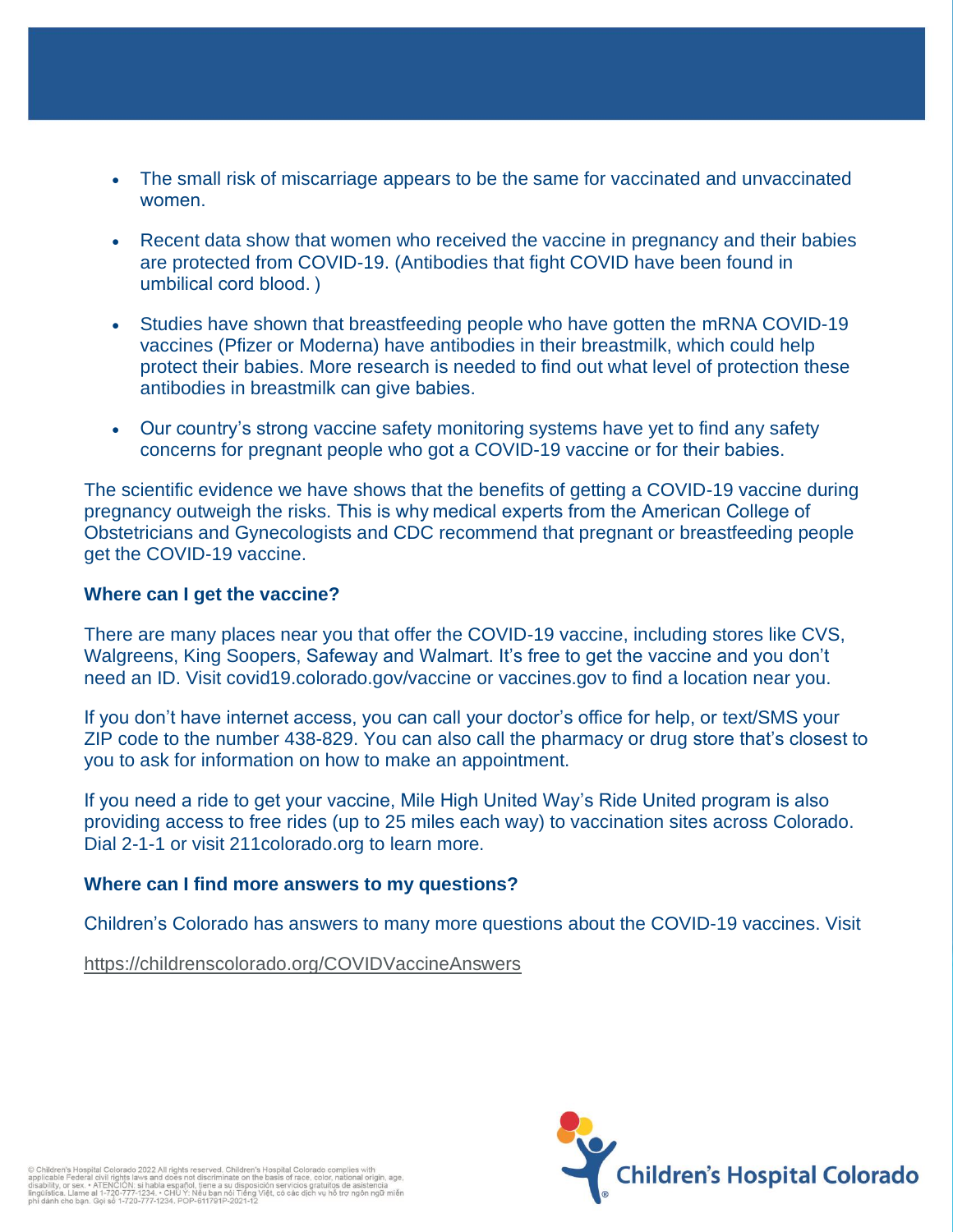- The small risk of miscarriage appears to be the same for vaccinated and unvaccinated women.

- Recent data show that women who received the vaccine in pregnancy and their babies are protected from COVID-19. (Antibodies that fight COVID have been found in umbilical cord blood. )

- Studies have shown that breastfeeding people who have gotten the mRNA COVID-19 vaccines (Pfizer or Moderna) have antibodies in their breastmilk, which could help protect their babies. More research is needed to find out what level of protection these antibodies in breastmilk can give babies.

- Our country's strong vaccine safety monitoring systems have yet to find any safety concerns for pregnant people who got a COVID-19 vaccine or for their babies.

The scientific evidence we have shows that the benefits of getting a COVID-19 vaccine during pregnancy outweigh the risks. This is why medical experts from the American College of Obstetricians and Gynecologists and CDC recommend that pregnant or breastfeeding people get the COVID-19 vaccine.

**Where can I get the vaccine?**

There are many places near you that offer the COVID-19 vaccine, including stores like CVS, Walgreens, King Soopers, Safeway and Walmart. It's free to get the vaccine and you don't need an ID. Visit covid19.colorado.gov/vaccine or vaccines.gov to find a location near you.

If you don't have internet access, you can call your doctor's office for help, or text/SMS your ZIP code to the number 438-829. You can also call the pharmacy or drug store that's closest to you to ask for information on how to make an appointment.

If you need a ride to get your vaccine, Mile High United Way's Ride United program is also providing access to free rides (up to 25 miles each way) to vaccination sites across Colorado. Dial 2-1-1 or visit 211colorado.org to learn more.

**Where can I find more answers to my questions?**

Children's Colorado has answers to many more questions about the COVID-19 vaccines. Visit

https://childrenscolorado.org/COVIDVaccineAnswers

© Children's Hospital Colorado 2022 All rights reserved. Children's Hospital Colorado complies with applicable Federal civil rights laws and does not discriminate on the basis of race, color, national origin, age, disability, or sex. • ATENCIÓN: si habla español, tiene a su disposición servicios gratuitos de asistencia lingüística. Llame al 1-720-777-1234. • CHÚ Ý: Nếu bạn nói Tiếng Việt, có các dịch vụ hỗ trợ ngôn ngữ miễn phí dành cho bạn. Gọi số 1-720-777-1234. POP-611791P-2021-12

Children's Hospital Colorado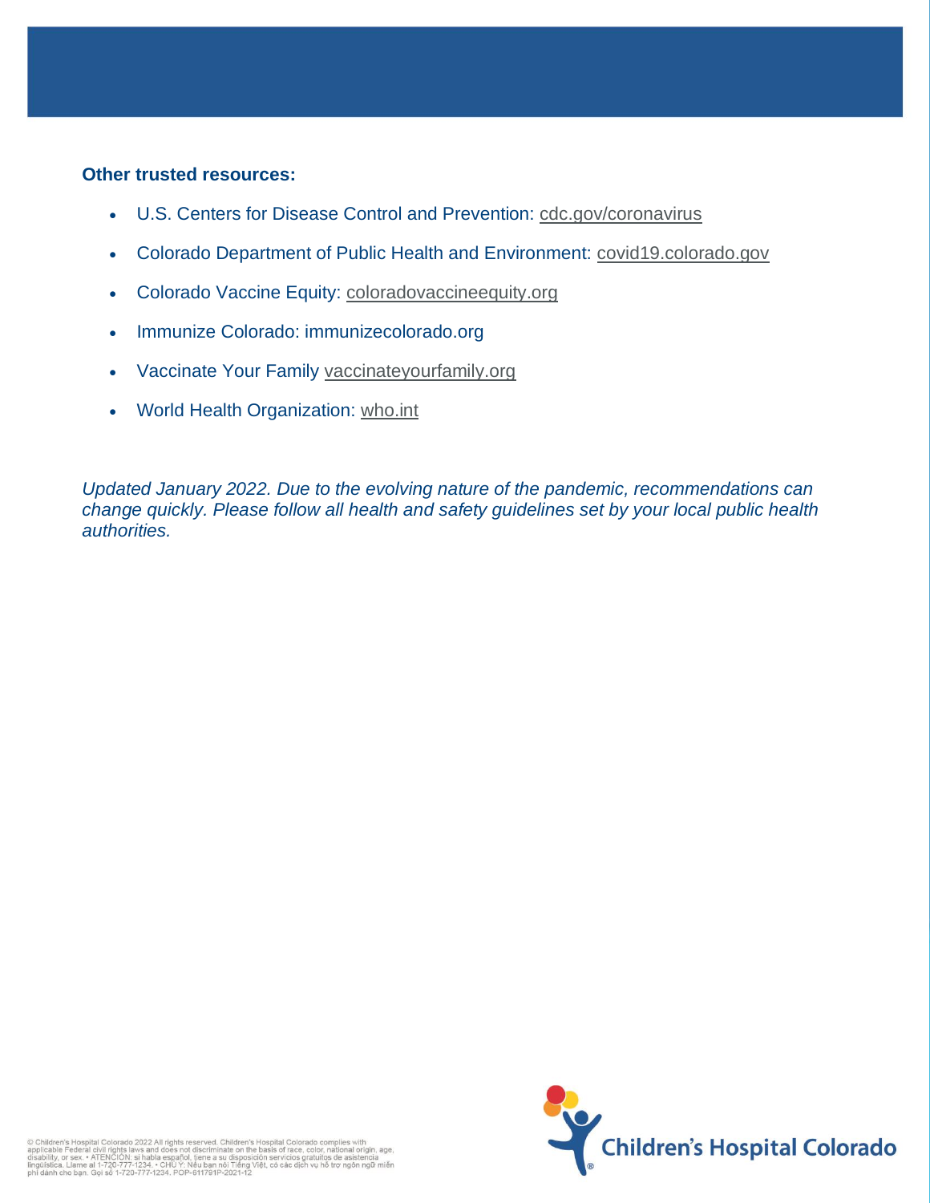**Other trusted resources:**

- U.S. Centers for Disease Control and Prevention: cdc.gov/coronavirus
- Colorado Department of Public Health and Environment: covid19.colorado.gov
- Colorado Vaccine Equity: coloradovaccineequity.org
- Immunize Colorado: immunizecolorado.org
- Vaccinate Your Family vaccinateyourfamily.org
- World Health Organization: who.int

*Updated January 2022. Due to the evolving nature of the pandemic, recommendations can change quickly. Please follow all health and safety guidelines set by your local public health authorities.*

© Children's Hospital Colorado 2022 All rights reserved. Children's Hospital Colorado complies with applicable Federal civil rights laws and does not discriminate on the basis of race, color, national origin, age, disability, or sex. • ATENCIÓN: si habla español, tiene a su disposición servicios gratuitos de asistencia lingüística. Llame al 1-720-777-1234. • CHÚ Ý: Nếu bạn nói Tiếng Việt, có các dịch vụ hỗ trợ ngôn ngữ miễn phí dành cho bạn. Gọi số 1-720-777-1234. POP-611791P-2021-12

Children's Hospital Colorado